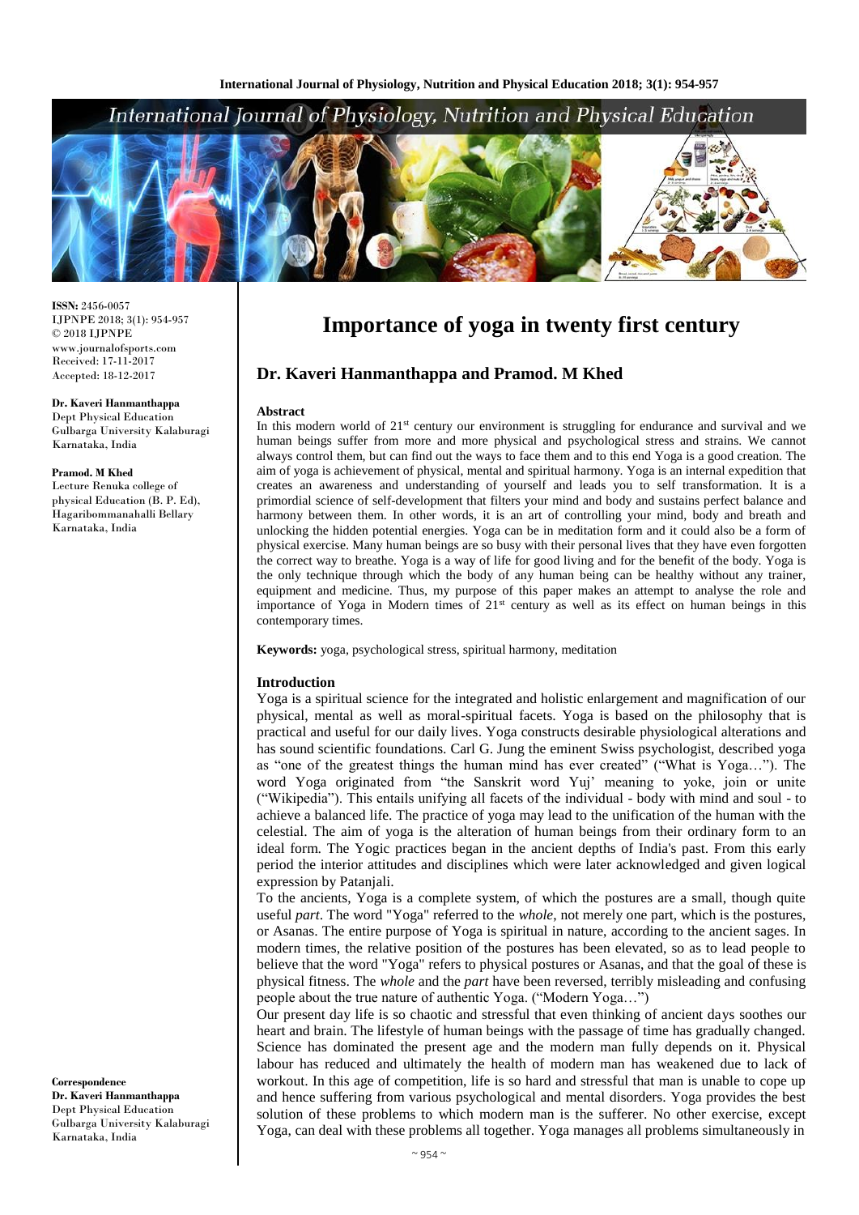ISSN: 2456-0057
IJPNPE 2018; 3(1): 954-957
© 2018 IJPNPE
www.journalofsports.com
Received: 17-11-2017
Accepted: 18-12-2017

**Dr. Kaveri Hanmanthappa**
Dept Physical Education
Gulbarga University Kalaburagi
Karnataka, India

**Pramod. M Khed**
Lecture Renuka college of physical Education (B. P. Ed), Hagaribommanahalli Bellary
Karnataka, India

**Correspondence**
**Dr. Kaveri Hanmanthappa**
Dept Physical Education
Gulbarga University Kalaburagi
Karnataka, India

# Importance of yoga in twenty first century

## Dr. Kaveri Hanmanthappa and Pramod. M Khed

### Abstract

In this modern world of 21st century our environment is struggling for endurance and survival and we human beings suffer from more and more physical and psychological stress and strains. We cannot always control them, but can find out the ways to face them and to this end Yoga is a good creation. The aim of yoga is achievement of physical, mental and spiritual harmony. Yoga is an internal expedition that creates an awareness and understanding of yourself and leads you to self transformation. It is a primordial science of self-development that filters your mind and body and sustains perfect balance and harmony between them. In other words, it is an art of controlling your mind, body and breath and unlocking the hidden potential energies. Yoga can be in meditation form and it could also be a form of physical exercise. Many human beings are so busy with their personal lives that they have even forgotten the correct way to breathe. Yoga is a way of life for good living and for the benefit of the body. Yoga is the only technique through which the body of any human being can be healthy without any trainer, equipment and medicine. Thus, my purpose of this paper makes an attempt to analyse the role and importance of Yoga in Modern times of 21st century as well as its effect on human beings in this contemporary times.

**Keywords:** yoga, psychological stress, spiritual harmony, meditation

### Introduction

Yoga is a spiritual science for the integrated and holistic enlargement and magnification of our physical, mental as well as moral-spiritual facets. Yoga is based on the philosophy that is practical and useful for our daily lives. Yoga constructs desirable physiological alterations and has sound scientific foundations. Carl G. Jung the eminent Swiss psychologist, described yoga as "one of the greatest things the human mind has ever created" ("What is Yoga…"). The word Yoga originated from "the Sanskrit word Yuj' meaning to yoke, join or unite ("Wikipedia"). This entails unifying all facets of the individual - body with mind and soul - to achieve a balanced life. The practice of yoga may lead to the unification of the human with the celestial. The aim of yoga is the alteration of human beings from their ordinary form to an ideal form. The Yogic practices began in the ancient depths of India's past. From this early period the interior attitudes and disciplines which were later acknowledged and given logical expression by Patanjali.

To the ancients, Yoga is a complete system, of which the postures are a small, though quite useful *part*. The word "Yoga" referred to the *whole*, not merely one part, which is the postures, or Asanas. The entire purpose of Yoga is spiritual in nature, according to the ancient sages. In modern times, the relative position of the postures has been elevated, so as to lead people to believe that the word "Yoga" refers to physical postures or Asanas, and that the goal of these is physical fitness. The *whole* and the *part* have been reversed, terribly misleading and confusing people about the true nature of authentic Yoga. ("Modern Yoga…")

Our present day life is so chaotic and stressful that even thinking of ancient days soothes our heart and brain. The lifestyle of human beings with the passage of time has gradually changed. Science has dominated the present age and the modern man fully depends on it. Physical labour has reduced and ultimately the health of modern man has weakened due to lack of workout. In this age of competition, life is so hard and stressful that man is unable to cope up and hence suffering from various psychological and mental disorders. Yoga provides the best solution of these problems to which modern man is the sufferer. No other exercise, except Yoga, can deal with these problems all together. Yoga manages all problems simultaneously in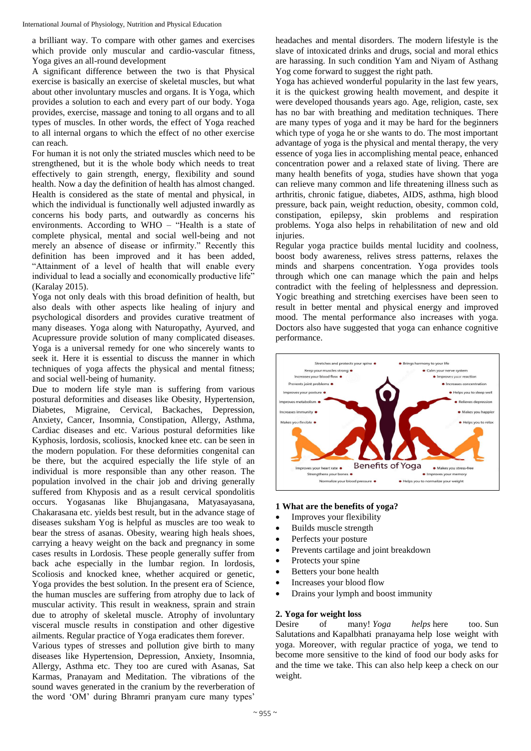a brilliant way. To compare with other games and exercises which provide only muscular and cardio-vascular fitness, Yoga gives an all-round development

A significant difference between the two is that Physical exercise is basically an exercise of skeletal muscles, but what about other involuntary muscles and organs. It is Yoga, which provides a solution to each and every part of our body. Yoga provides, exercise, massage and toning to all organs and to all types of muscles. In other words, the effect of Yoga reached to all internal organs to which the effect of no other exercise can reach.

For human it is not only the striated muscles which need to be strengthened, but it is the whole body which needs to treat effectively to gain strength, energy, flexibility and sound health. Now a day the definition of health has almost changed. Health is considered as the state of mental and physical, in which the individual is functionally well adjusted inwardly as concerns his body parts, and outwardly as concerns his environments. According to WHO – "Health is a state of complete physical, mental and social well-being and not merely an absence of disease or infirmity." Recently this definition has been improved and it has been added, "Attainment of a level of health that will enable every individual to lead a socially and economically productive life" (Karalay 2015).

Yoga not only deals with this broad definition of health, but also deals with other aspects like healing of injury and psychological disorders and provides curative treatment of many diseases. Yoga along with Naturopathy, Ayurved, and Acupressure provide solution of many complicated diseases. Yoga is a universal remedy for one who sincerely wants to seek it. Here it is essential to discuss the manner in which techniques of yoga affects the physical and mental fitness; and social well-being of humanity.

Due to modern life style man is suffering from various postural deformities and diseases like Obesity, Hypertension, Diabetes, Migraine, Cervical, Backaches, Depression, Anxiety, Cancer, Insomnia, Constipation, Allergy, Asthma, Cardiac diseases and etc. Various postural deformities like Kyphosis, lordosis, scoliosis, knocked knee etc. can be seen in the modern population. For these deformities congenital can be there, but the acquired especially the life style of an individual is more responsible than any other reason. The population involved in the chair job and driving generally suffered from Khyposis and as a result cervical spondolitis occurs. Yogasanas like Bhujangasana, Matyasayasana, Chakarasana etc. yields best result, but in the advance stage of diseases suksham Yog is helpful as muscles are too weak to bear the stress of asanas. Obesity, wearing high heals shoes, carrying a heavy weight on the back and pregnancy in some cases results in Lordosis. These people generally suffer from back ache especially in the lumbar region. In lordosis, Scoliosis and knocked knee, whether acquired or genetic, Yoga provides the best solution. In the present era of Science, the human muscles are suffering from atrophy due to lack of muscular activity. This result in weakness, sprain and strain due to atrophy of skeletal muscle. Atrophy of involuntary visceral muscle results in constipation and other digestive ailments. Regular practice of Yoga eradicates them forever.

Various types of stresses and pollution give birth to many diseases like Hypertension, Depression, Anxiety, Insomnia, Allergy, Asthma etc. They too are cured with Asanas, Sat Karmas, Pranayam and Meditation. The vibrations of the sound waves generated in the cranium by the reverberation of the word 'OM' during Bhramri pranyam cure many types' headaches and mental disorders. The modern lifestyle is the slave of intoxicated drinks and drugs, social and moral ethics are harassing. In such condition Yam and Niyam of Asthang Yog come forward to suggest the right path.

Yoga has achieved wonderful popularity in the last few years, it is the quickest growing health movement, and despite it were developed thousands years ago. Age, religion, caste, sex has no bar with breathing and meditation techniques. There are many types of yoga and it may be hard for the beginners which type of yoga he or she wants to do. The most important advantage of yoga is the physical and mental therapy, the very essence of yoga lies in accomplishing mental peace, enhanced concentration power and a relaxed state of living. There are many health benefits of yoga, studies have shown that yoga can relieve many common and life threatening illness such as arthritis, chronic fatigue, diabetes, AIDS, asthma, high blood pressure, back pain, weight reduction, obesity, common cold, constipation, epilepsy, skin problems and respiration problems. Yoga also helps in rehabilitation of new and old injuries.

Regular yoga practice builds mental lucidity and coolness, boost body awareness, relives stress patterns, relaxes the minds and sharpens concentration. Yoga provides tools through which one can manage which the pain and helps contradict with the feeling of helplessness and depression. Yogic breathing and stretching exercises have been seen to result in better mental and physical energy and improved mood. The mental performance also increases with yoga. Doctors also have suggested that yoga can enhance cognitive performance.

### 1 What are the benefits of yoga?

- Improves your flexibility
- Builds muscle strength
- Perfects your posture
- Prevents cartilage and joint breakdown
- Protects your spine
- Betters your bone health
- Increases your blood flow
- Drains your lymph and boost immunity

### 2. Yoga for weight loss

Desire of many! *Yoga helps* here too. Sun Salutations and Kapalbhati pranayama help lose weight with yoga. Moreover, with regular practice of yoga, we tend to become more sensitive to the kind of food our body asks for and the time we take. This can also help keep a check on our weight.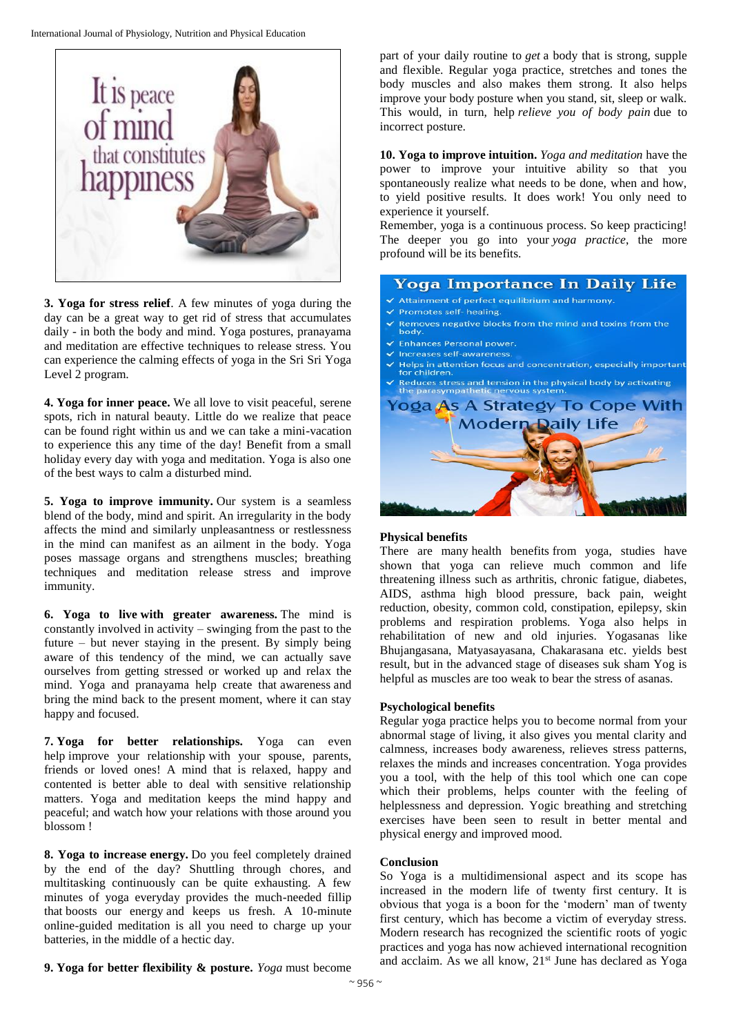**3. Yoga for stress relief**. A few minutes of yoga during the day can be a great way to get rid of stress that accumulates daily - in both the body and mind. Yoga postures, pranayama and meditation are effective techniques to release stress. You can experience the calming effects of yoga in the Sri Sri Yoga Level 2 program.

**4. Yoga for inner peace.** We all love to visit peaceful, serene spots, rich in natural beauty. Little do we realize that peace can be found right within us and we can take a mini-vacation to experience this any time of the day! Benefit from a small holiday every day with yoga and meditation. Yoga is also one of the best ways to calm a disturbed mind.

**5. Yoga to improve immunity.** Our system is a seamless blend of the body, mind and spirit. An irregularity in the body affects the mind and similarly unpleasantness or restlessness in the mind can manifest as an ailment in the body. Yoga poses massage organs and strengthens muscles; breathing techniques and meditation release stress and improve immunity.

**6. Yoga to live with greater awareness.** The mind is constantly involved in activity – swinging from the past to the future – but never staying in the present. By simply being aware of this tendency of the mind, we can actually save ourselves from getting stressed or worked up and relax the mind. Yoga and pranayama help create that awareness and bring the mind back to the present moment, where it can stay happy and focused.

**7. Yoga for better relationships.** Yoga can even help improve your relationship with your spouse, parents, friends or loved ones! A mind that is relaxed, happy and contented is better able to deal with sensitive relationship matters. Yoga and meditation keeps the mind happy and peaceful; and watch how your relations with those around you blossom !

**8. Yoga to increase energy.** Do you feel completely drained by the end of the day? Shuttling through chores, and multitasking continuously can be quite exhausting. A few minutes of yoga everyday provides the much-needed fillip that boosts our energy and keeps us fresh. A 10-minute online-guided meditation is all you need to charge up your batteries, in the middle of a hectic day.

**9. Yoga for better flexibility & posture.** *Yoga* must become part of your daily routine to *get* a body that is strong, supple and flexible. Regular yoga practice, stretches and tones the body muscles and also makes them strong. It also helps improve your body posture when you stand, sit, sleep or walk. This would, in turn, help *relieve you of body pain* due to incorrect posture.

**10. Yoga to improve intuition.** *Yoga and meditation* have the power to improve your intuitive ability so that you spontaneously realize what needs to be done, when and how, to yield positive results. It does work! You only need to experience it yourself.

Remember, yoga is a continuous process. So keep practicing! The deeper you go into your *yoga practice*, the more profound will be its benefits.

### Physical benefits

There are many health benefits from yoga, studies have shown that yoga can relieve much common and life threatening illness such as arthritis, chronic fatigue, diabetes, AIDS, asthma high blood pressure, back pain, weight reduction, obesity, common cold, constipation, epilepsy, skin problems and respiration problems. Yoga also helps in rehabilitation of new and old injuries. Yogasanas like Bhujangasana, Matyasayasana, Chakarasana etc. yields best result, but in the advanced stage of diseases suk sham Yog is helpful as muscles are too weak to bear the stress of asanas.

### Psychological benefits

Regular yoga practice helps you to become normal from your abnormal stage of living, it also gives you mental clarity and calmness, increases body awareness, relieves stress patterns, relaxes the minds and increases concentration. Yoga provides you a tool, with the help of this tool which one can cope which their problems, helps counter with the feeling of helplessness and depression. Yogic breathing and stretching exercises have been seen to result in better mental and physical energy and improved mood.

### Conclusion

So Yoga is a multidimensional aspect and its scope has increased in the modern life of twenty first century. It is obvious that yoga is a boon for the 'modern' man of twenty first century, which has become a victim of everyday stress. Modern research has recognized the scientific roots of yogic practices and yoga has now achieved international recognition and acclaim. As we all know, 21st June has declared as Yoga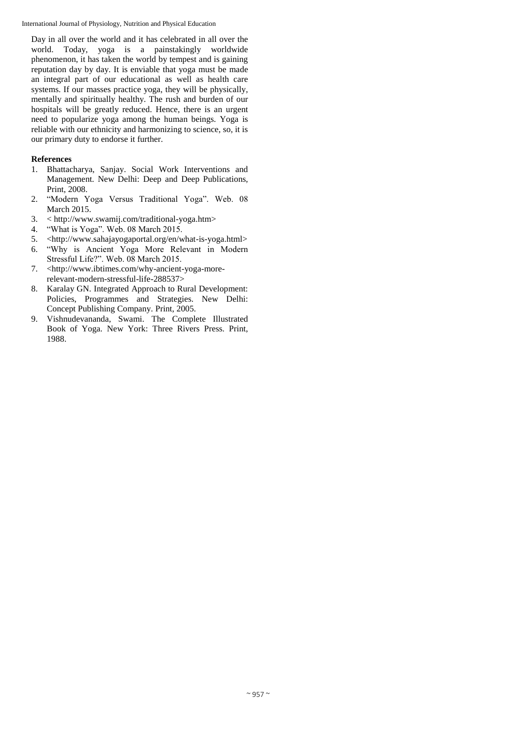Day in all over the world and it has celebrated in all over the world. Today, yoga is a painstakingly worldwide phenomenon, it has taken the world by tempest and is gaining reputation day by day. It is enviable that yoga must be made an integral part of our educational as well as health care systems. If our masses practice yoga, they will be physically, mentally and spiritually healthy. The rush and burden of our hospitals will be greatly reduced. Hence, there is an urgent need to popularize yoga among the human beings. Yoga is reliable with our ethnicity and harmonizing to science, so, it is our primary duty to endorse it further.

**References**

1. Bhattacharya, Sanjay. Social Work Interventions and Management. New Delhi: Deep and Deep Publications, Print, 2008.
2. "Modern Yoga Versus Traditional Yoga". Web. 08 March 2015.
3. < http://www.swamij.com/traditional-yoga.htm>
4. "What is Yoga". Web. 08 March 2015.
5. <http://www.sahajayogaportal.org/en/what-is-yoga.html>
6. "Why is Ancient Yoga More Relevant in Modern Stressful Life?". Web. 08 March 2015.
7. <http://www.ibtimes.com/why-ancient-yoga-more-relevant-modern-stressful-life-288537>
8. Karalay GN. Integrated Approach to Rural Development: Policies, Programmes and Strategies. New Delhi: Concept Publishing Company. Print, 2005.
9. Vishnudevananda, Swami. The Complete Illustrated Book of Yoga. New York: Three Rivers Press. Print, 1988.